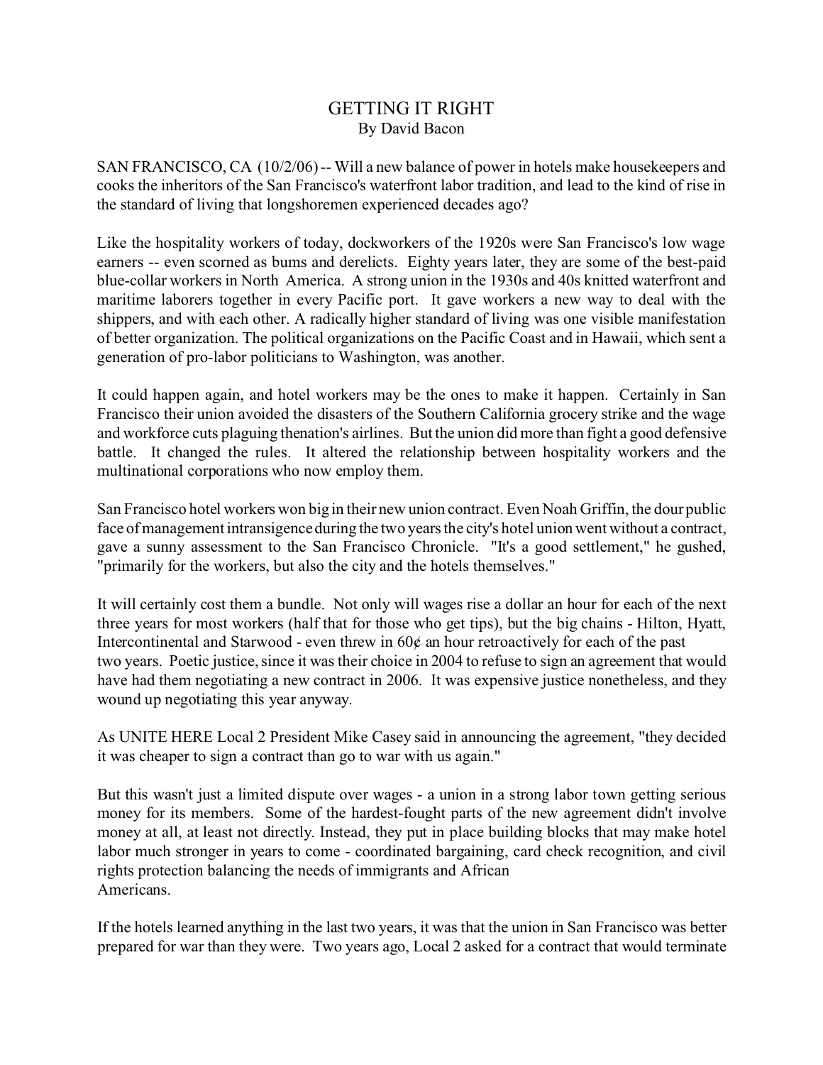# GETTING IT RIGHT

By David Bacon

SAN FRANCISCO, CA (10/2/06) -- Will a new balance of power in hotels make housekeepers and cooks the inheritors of the San Francisco's waterfront labor tradition, and lead to the kind of rise in the standard of living that longshoremen experienced decades ago?

Like the hospitality workers of today, dockworkers of the 1920s were San Francisco's low wage earners -- even scorned as bums and derelicts. Eighty years later, they are some of the best-paid blue-collar workers in North America. A strong union in the 1930s and 40s knitted waterfront and maritime laborers together in every Pacific port. It gave workers a new way to deal with the shippers, and with each other. A radically higher standard of living was one visible manifestation of better organization. The political organizations on the Pacific Coast and in Hawaii, which sent a generation of pro-labor politicians to Washington, was another.

It could happen again, and hotel workers may be the ones to make it happen. Certainly in San Francisco their union avoided the disasters of the Southern California grocery strike and the wage and workforce cuts plaguing thenation's airlines. But the union did more than fight a good defensive battle. It changed the rules. It altered the relationship between hospitality workers and the multinational corporations who now employ them.

San Francisco hotel workers won big in their new union contract. Even Noah Griffin, the dour public face of management intransigence during the two years the city's hotel union went without a contract, gave a sunny assessment to the San Francisco Chronicle. "It's a good settlement," he gushed, "primarily for the workers, but also the city and the hotels themselves."

It will certainly cost them a bundle. Not only will wages rise a dollar an hour for each of the next three years for most workers (half that for those who get tips), but the big chains - Hilton, Hyatt, Intercontinental and Starwood - even threw in 60¢ an hour retroactively for each of the past two years. Poetic justice, since it was their choice in 2004 to refuse to sign an agreement that would have had them negotiating a new contract in 2006. It was expensive justice nonetheless, and they wound up negotiating this year anyway.

As UNITE HERE Local 2 President Mike Casey said in announcing the agreement, "they decided it was cheaper to sign a contract than go to war with us again."

But this wasn't just a limited dispute over wages - a union in a strong labor town getting serious money for its members. Some of the hardest-fought parts of the new agreement didn't involve money at all, at least not directly. Instead, they put in place building blocks that may make hotel labor much stronger in years to come - coordinated bargaining, card check recognition, and civil rights protection balancing the needs of immigrants and African Americans.

If the hotels learned anything in the last two years, it was that the union in San Francisco was better prepared for war than they were. Two years ago, Local 2 asked for a contract that would terminate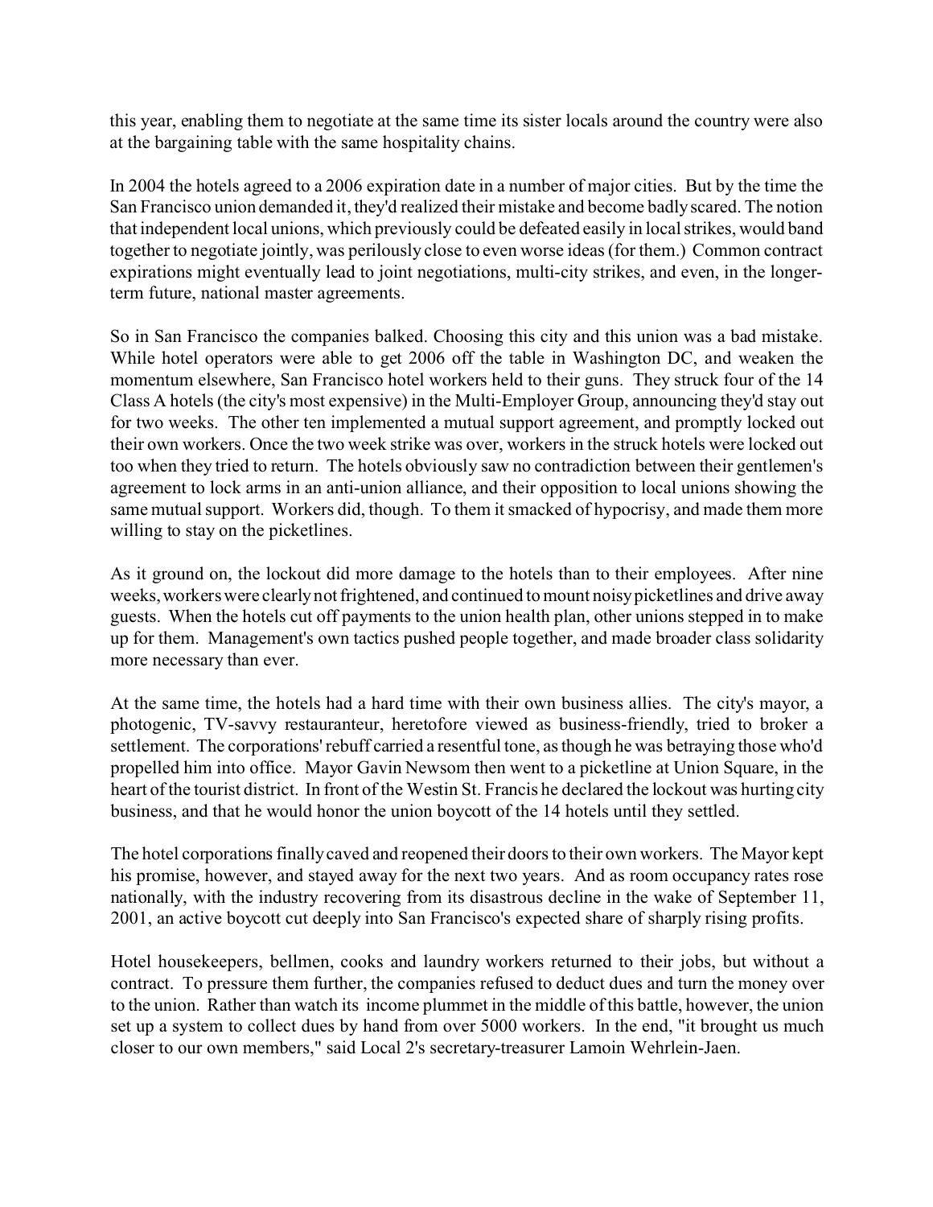this year, enabling them to negotiate at the same time its sister locals around the country were also at the bargaining table with the same hospitality chains.

In 2004 the hotels agreed to a 2006 expiration date in a number of major cities. But by the time the San Francisco union demanded it, they'd realized their mistake and become badly scared. The notion that independent local unions, which previously could be defeated easily in local strikes, would band together to negotiate jointly, was perilously close to even worse ideas (for them.) Common contract expirations might eventually lead to joint negotiations, multi-city strikes, and even, in the longer-term future, national master agreements.

So in San Francisco the companies balked. Choosing this city and this union was a bad mistake. While hotel operators were able to get 2006 off the table in Washington DC, and weaken the momentum elsewhere, San Francisco hotel workers held to their guns. They struck four of the 14 Class A hotels (the city's most expensive) in the Multi-Employer Group, announcing they'd stay out for two weeks. The other ten implemented a mutual support agreement, and promptly locked out their own workers. Once the two week strike was over, workers in the struck hotels were locked out too when they tried to return. The hotels obviously saw no contradiction between their gentlemen's agreement to lock arms in an anti-union alliance, and their opposition to local unions showing the same mutual support. Workers did, though. To them it smacked of hypocrisy, and made them more willing to stay on the picketlines.

As it ground on, the lockout did more damage to the hotels than to their employees. After nine weeks, workers were clearly not frightened, and continued to mount noisy picketlines and drive away guests. When the hotels cut off payments to the union health plan, other unions stepped in to make up for them. Management's own tactics pushed people together, and made broader class solidarity more necessary than ever.

At the same time, the hotels had a hard time with their own business allies. The city's mayor, a photogenic, TV-savvy restauranteur, heretofore viewed as business-friendly, tried to broker a settlement. The corporations' rebuff carried a resentful tone, as though he was betraying those who'd propelled him into office. Mayor Gavin Newsom then went to a picketline at Union Square, in the heart of the tourist district. In front of the Westin St. Francis he declared the lockout was hurting city business, and that he would honor the union boycott of the 14 hotels until they settled.

The hotel corporations finally caved and reopened their doors to their own workers. The Mayor kept his promise, however, and stayed away for the next two years. And as room occupancy rates rose nationally, with the industry recovering from its disastrous decline in the wake of September 11, 2001, an active boycott cut deeply into San Francisco's expected share of sharply rising profits.

Hotel housekeepers, bellmen, cooks and laundry workers returned to their jobs, but without a contract. To pressure them further, the companies refused to deduct dues and turn the money over to the union. Rather than watch its income plummet in the middle of this battle, however, the union set up a system to collect dues by hand from over 5000 workers. In the end, "it brought us much closer to our own members," said Local 2's secretary-treasurer Lamoin Wehrlein-Jaen.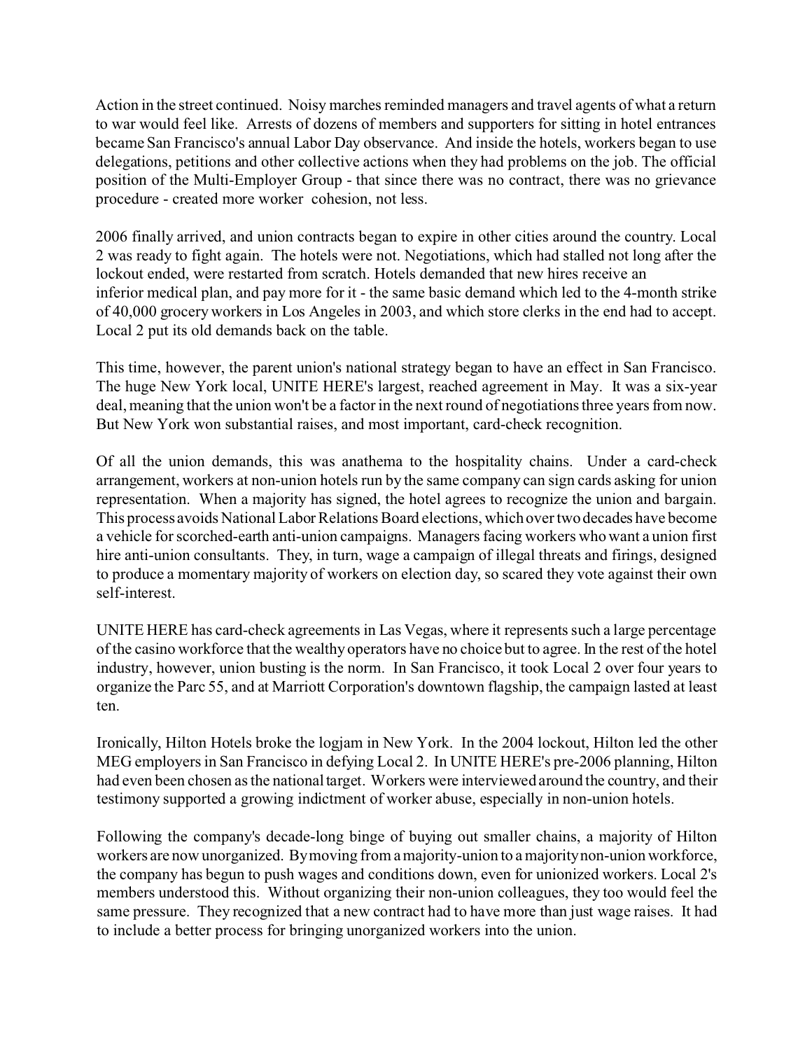Action in the street continued. Noisy marches reminded managers and travel agents of what a return to war would feel like. Arrests of dozens of members and supporters for sitting in hotel entrances became San Francisco's annual Labor Day observance. And inside the hotels, workers began to use delegations, petitions and other collective actions when they had problems on the job. The official position of the Multi-Employer Group - that since there was no contract, there was no grievance procedure - created more worker cohesion, not less.

2006 finally arrived, and union contracts began to expire in other cities around the country. Local 2 was ready to fight again. The hotels were not. Negotiations, which had stalled not long after the lockout ended, were restarted from scratch. Hotels demanded that new hires receive an inferior medical plan, and pay more for it - the same basic demand which led to the 4-month strike of 40,000 grocery workers in Los Angeles in 2003, and which store clerks in the end had to accept. Local 2 put its old demands back on the table.

This time, however, the parent union's national strategy began to have an effect in San Francisco. The huge New York local, UNITE HERE's largest, reached agreement in May. It was a six-year deal, meaning that the union won't be a factor in the next round of negotiations three years from now. But New York won substantial raises, and most important, card-check recognition.

Of all the union demands, this was anathema to the hospitality chains. Under a card-check arrangement, workers at non-union hotels run by the same company can sign cards asking for union representation. When a majority has signed, the hotel agrees to recognize the union and bargain. This process avoids National Labor Relations Board elections, which over two decades have become a vehicle for scorched-earth anti-union campaigns. Managers facing workers who want a union first hire anti-union consultants. They, in turn, wage a campaign of illegal threats and firings, designed to produce a momentary majority of workers on election day, so scared they vote against their own self-interest.

UNITE HERE has card-check agreements in Las Vegas, where it represents such a large percentage of the casino workforce that the wealthy operators have no choice but to agree. In the rest of the hotel industry, however, union busting is the norm. In San Francisco, it took Local 2 over four years to organize the Parc 55, and at Marriott Corporation's downtown flagship, the campaign lasted at least ten.

Ironically, Hilton Hotels broke the logjam in New York. In the 2004 lockout, Hilton led the other MEG employers in San Francisco in defying Local 2. In UNITE HERE's pre-2006 planning, Hilton had even been chosen as the national target. Workers were interviewed around the country, and their testimony supported a growing indictment of worker abuse, especially in non-union hotels.

Following the company's decade-long binge of buying out smaller chains, a majority of Hilton workers are now unorganized. By moving from a majority-union to a majority non-union workforce, the company has begun to push wages and conditions down, even for unionized workers. Local 2's members understood this. Without organizing their non-union colleagues, they too would feel the same pressure. They recognized that a new contract had to have more than just wage raises. It had to include a better process for bringing unorganized workers into the union.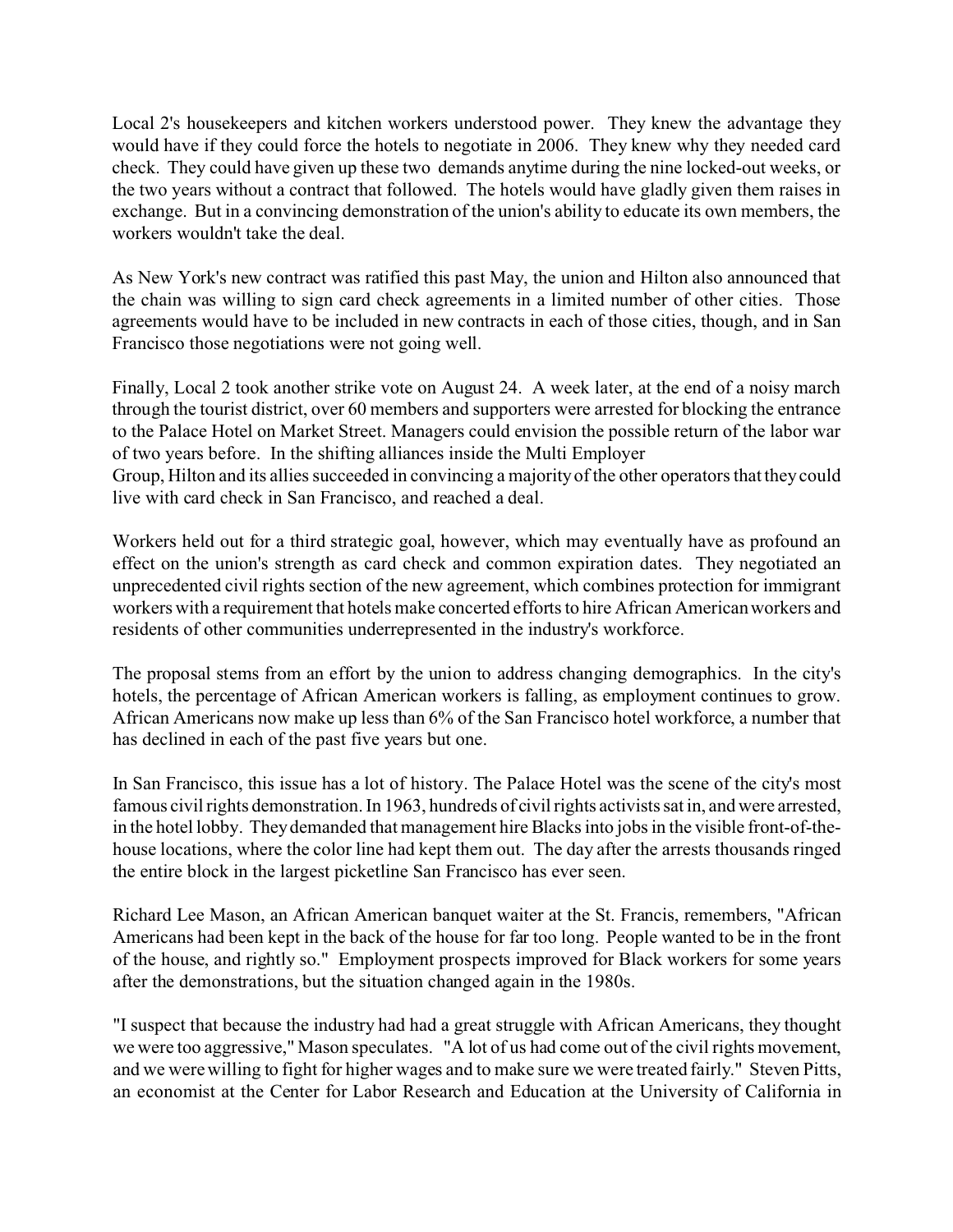Local 2's housekeepers and kitchen workers understood power. They knew the advantage they would have if they could force the hotels to negotiate in 2006. They knew why they needed card check. They could have given up these two demands anytime during the nine locked-out weeks, or the two years without a contract that followed. The hotels would have gladly given them raises in exchange. But in a convincing demonstration of the union's ability to educate its own members, the workers wouldn't take the deal.

As New York's new contract was ratified this past May, the union and Hilton also announced that the chain was willing to sign card check agreements in a limited number of other cities. Those agreements would have to be included in new contracts in each of those cities, though, and in San Francisco those negotiations were not going well.

Finally, Local 2 took another strike vote on August 24. A week later, at the end of a noisy march through the tourist district, over 60 members and supporters were arrested for blocking the entrance to the Palace Hotel on Market Street. Managers could envision the possible return of the labor war of two years before. In the shifting alliances inside the Multi Employer Group, Hilton and its allies succeeded in convincing a majority of the other operators that they could live with card check in San Francisco, and reached a deal.

Workers held out for a third strategic goal, however, which may eventually have as profound an effect on the union's strength as card check and common expiration dates. They negotiated an unprecedented civil rights section of the new agreement, which combines protection for immigrant workers with a requirement that hotels make concerted efforts to hire African American workers and residents of other communities underrepresented in the industry's workforce.

The proposal stems from an effort by the union to address changing demographics. In the city's hotels, the percentage of African American workers is falling, as employment continues to grow. African Americans now make up less than 6% of the San Francisco hotel workforce, a number that has declined in each of the past five years but one.

In San Francisco, this issue has a lot of history. The Palace Hotel was the scene of the city's most famous civil rights demonstration. In 1963, hundreds of civil rights activists sat in, and were arrested, in the hotel lobby. They demanded that management hire Blacks into jobs in the visible front-of-the-house locations, where the color line had kept them out. The day after the arrests thousands ringed the entire block in the largest picketline San Francisco has ever seen.

Richard Lee Mason, an African American banquet waiter at the St. Francis, remembers, "African Americans had been kept in the back of the house for far too long. People wanted to be in the front of the house, and rightly so." Employment prospects improved for Black workers for some years after the demonstrations, but the situation changed again in the 1980s.

"I suspect that because the industry had had a great struggle with African Americans, they thought we were too aggressive," Mason speculates. "A lot of us had come out of the civil rights movement, and we were willing to fight for higher wages and to make sure we were treated fairly." Steven Pitts, an economist at the Center for Labor Research and Education at the University of California in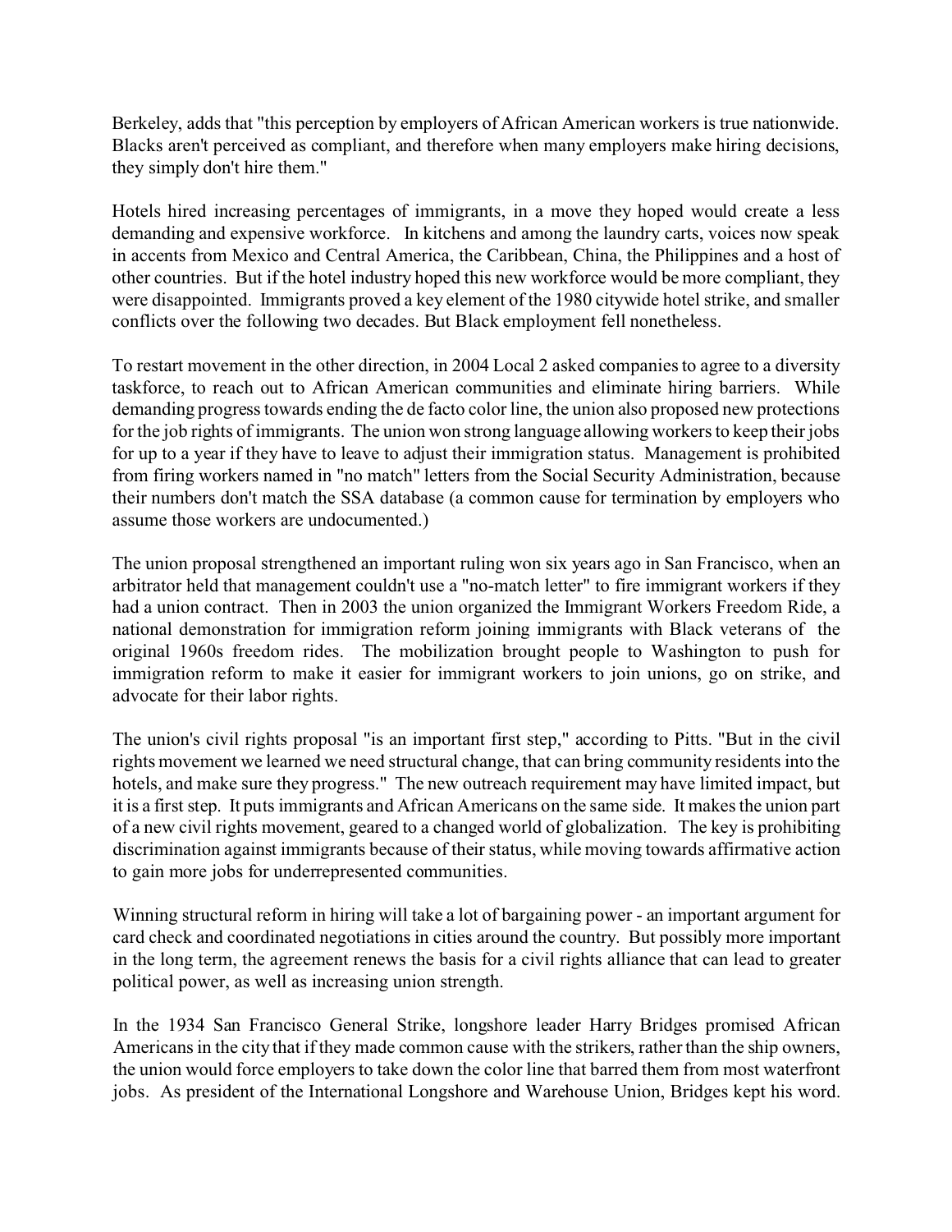Berkeley, adds that "this perception by employers of African American workers is true nationwide. Blacks aren't perceived as compliant, and therefore when many employers make hiring decisions, they simply don't hire them."

Hotels hired increasing percentages of immigrants, in a move they hoped would create a less demanding and expensive workforce. In kitchens and among the laundry carts, voices now speak in accents from Mexico and Central America, the Caribbean, China, the Philippines and a host of other countries. But if the hotel industry hoped this new workforce would be more compliant, they were disappointed. Immigrants proved a key element of the 1980 citywide hotel strike, and smaller conflicts over the following two decades. But Black employment fell nonetheless.

To restart movement in the other direction, in 2004 Local 2 asked companies to agree to a diversity taskforce, to reach out to African American communities and eliminate hiring barriers. While demanding progress towards ending the de facto color line, the union also proposed new protections for the job rights of immigrants. The union won strong language allowing workers to keep their jobs for up to a year if they have to leave to adjust their immigration status. Management is prohibited from firing workers named in "no match" letters from the Social Security Administration, because their numbers don't match the SSA database (a common cause for termination by employers who assume those workers are undocumented.)

The union proposal strengthened an important ruling won six years ago in San Francisco, when an arbitrator held that management couldn't use a "no-match letter" to fire immigrant workers if they had a union contract. Then in 2003 the union organized the Immigrant Workers Freedom Ride, a national demonstration for immigration reform joining immigrants with Black veterans of the original 1960s freedom rides. The mobilization brought people to Washington to push for immigration reform to make it easier for immigrant workers to join unions, go on strike, and advocate for their labor rights.

The union's civil rights proposal "is an important first step," according to Pitts. "But in the civil rights movement we learned we need structural change, that can bring community residents into the hotels, and make sure they progress." The new outreach requirement may have limited impact, but it is a first step. It puts immigrants and African Americans on the same side. It makes the union part of a new civil rights movement, geared to a changed world of globalization. The key is prohibiting discrimination against immigrants because of their status, while moving towards affirmative action to gain more jobs for underrepresented communities.

Winning structural reform in hiring will take a lot of bargaining power - an important argument for card check and coordinated negotiations in cities around the country. But possibly more important in the long term, the agreement renews the basis for a civil rights alliance that can lead to greater political power, as well as increasing union strength.

In the 1934 San Francisco General Strike, longshore leader Harry Bridges promised African Americans in the city that if they made common cause with the strikers, rather than the ship owners, the union would force employers to take down the color line that barred them from most waterfront jobs. As president of the International Longshore and Warehouse Union, Bridges kept his word.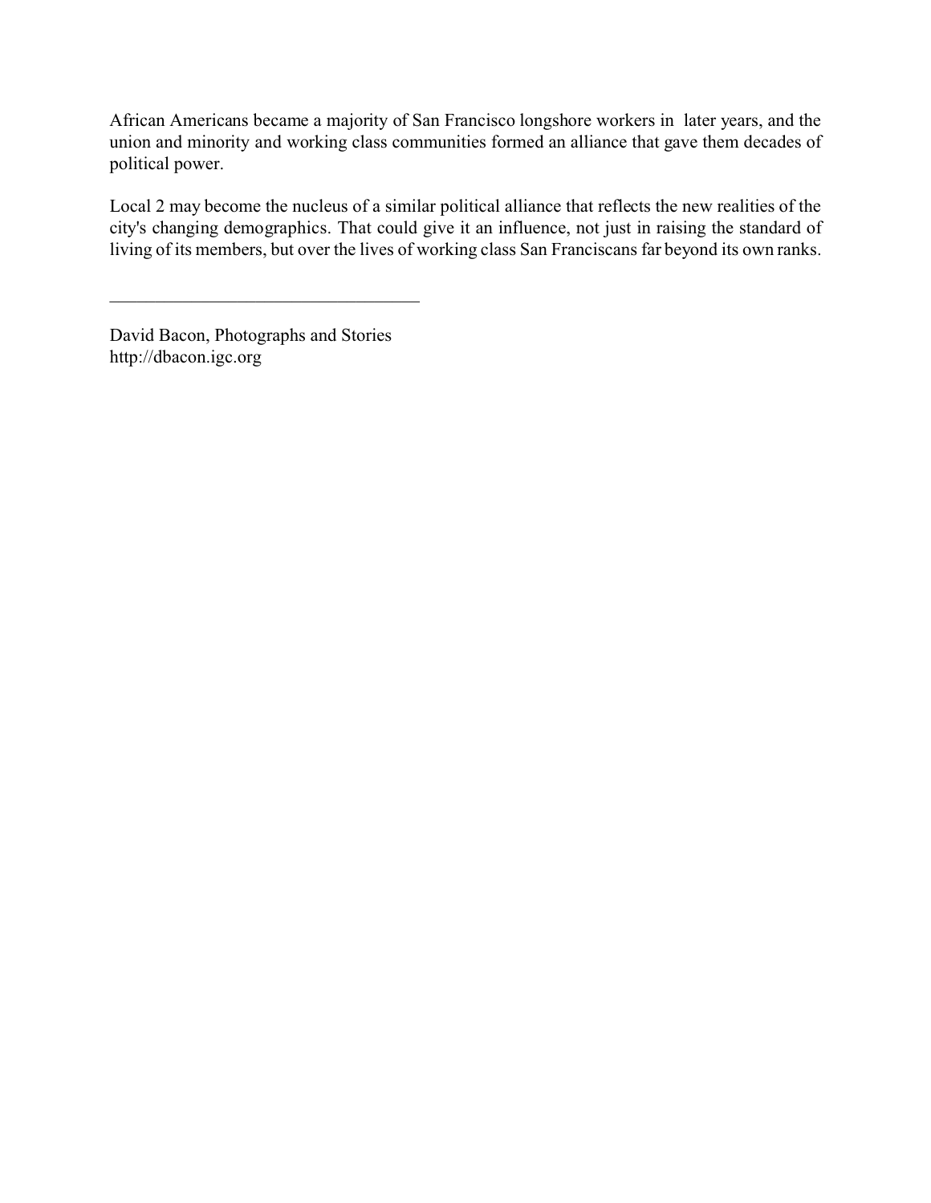African Americans became a majority of San Francisco longshore workers in later years, and the union and minority and working class communities formed an alliance that gave them decades of political power.

Local 2 may become the nucleus of a similar political alliance that reflects the new realities of the city's changing demographics. That could give it an influence, not just in raising the standard of living of its members, but over the lives of working class San Franciscans far beyond its own ranks.

---

David Bacon, Photographs and Stories
http://dbacon.igc.org